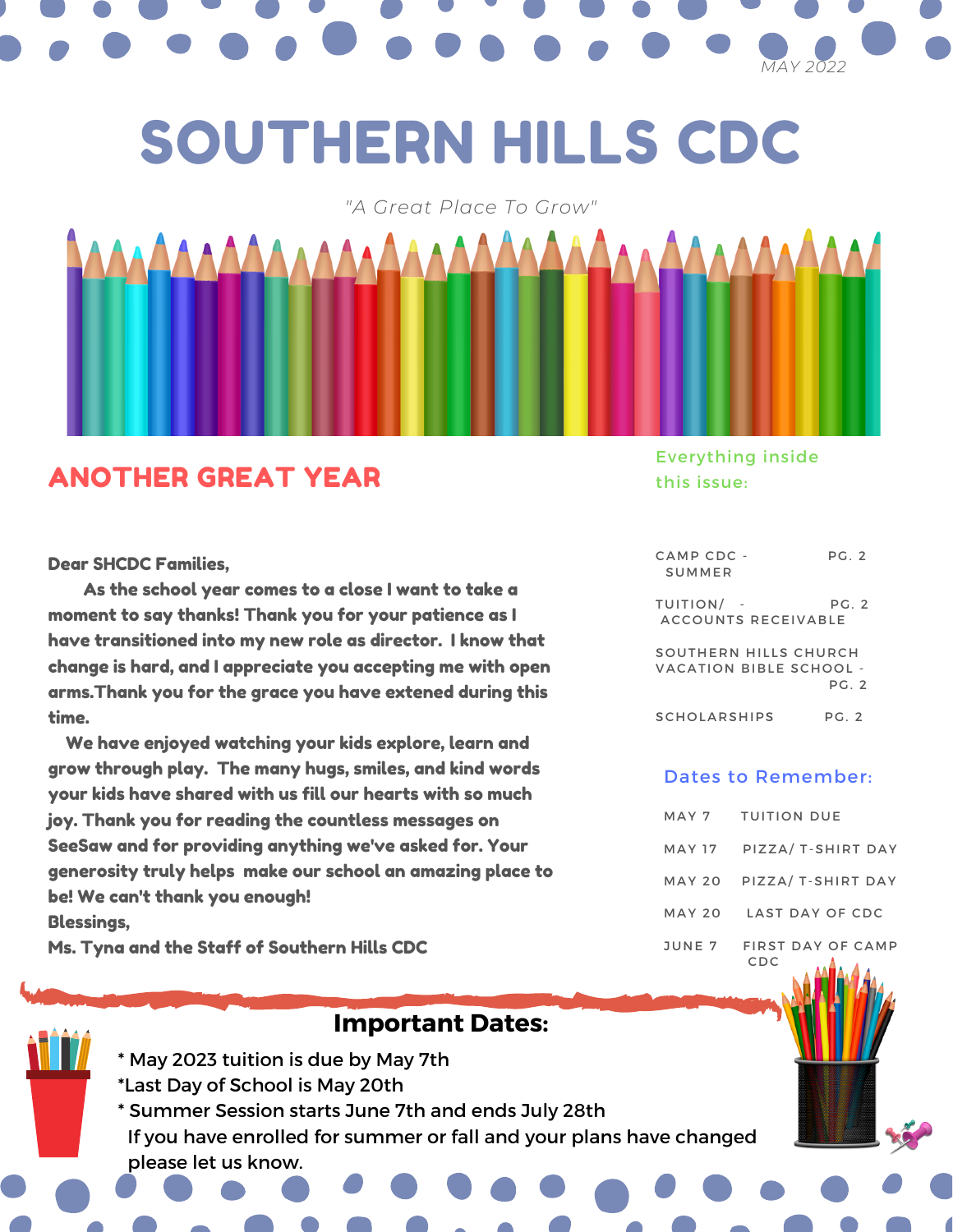MAY 2022

# SOUTHERN HILLS CDC

*"A Great Place To Grow"*

## ANOTHER GREAT YEAR

**Dear SHCDC Families,**

**As the school year comes to a close I want to take a moment to say thanks! Thank you for your patience as I have transitioned into my new role as director. I know that change is hard, and I appreciate you accepting me with open arms.Thank you for the grace you have extened during this time.**

**We have enjoyed watching your kids explore, learn and grow through play. The many hugs, smiles, and kind words your kids have shared with us fill our hearts with so much joy. Thank you for reading the countless messages on SeeSaw and for providing anything we've asked for. Your generosity truly helps make our school an amazing place to be! We can't thank you enough!**

**Blessings,**

**Ms. Tyna and the Staff of Southern Hills CDC**

### Everything inside this issue:

| | |
|---|---|
| CAMP CDC - SUMMER | PG. 2 |
| TUITION/ - ACCOUNTS RECEIVABLE | PG. 2 |
| SOUTHERN HILLS CHURCH VACATION BIBLE SCHOOL - | PG. 2 |
| SCHOLARSHIPS | PG. 2 |

### Dates to Remember:

| | |
|---|---|
| MAY 7 | TUITION DUE |
| MAY 17 | PIZZA/ T-SHIRT DAY |
| MAY 20 | PIZZA/ T-SHIRT DAY |
| MAY 20 | LAST DAY OF CDC |
| JUNE 7 | FIRST DAY OF CAMP CDC |

## Important Dates:

* May 2023 tuition is due by May 7th
*Last Day of School is May 20th
* Summer Session starts June 7th and ends July 28th
If you have enrolled for summer or fall and your plans have changed please let us know.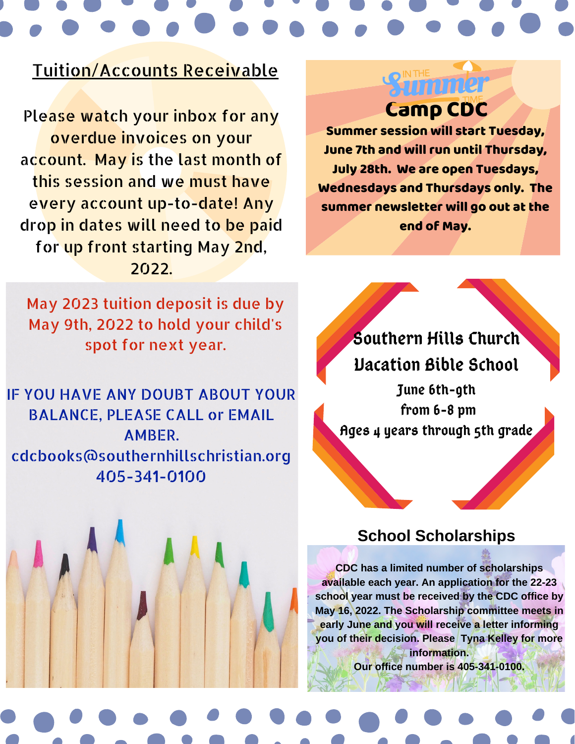## Tuition/Accounts Receivable

Please watch your inbox for any overdue invoices on your account. May is the last month of this session and we must have every account up-to-date! Any drop in dates will need to be paid for up front starting May 2nd, 2022.

May 2023 tuition deposit is due by May 9th, 2022 to hold your child's spot for next year.

IF YOU HAVE ANY DOUBT ABOUT YOUR BALANCE, PLEASE CALL or EMAIL AMBER.
cdcbooks@southernhillschristian.org
405-341-0100

## In the Summer Time Camp CDC

**Summer session will start Tuesday, June 7th and will run until Thursday, July 28th. We are open Tuesdays, Wednesdays and Thursdays only. The summer newsletter will go out at the end of May.**

## Southern Hills Church Vacation Bible School

June 6th-9th
from 6-8 pm
Ages 4 years through 5th grade

## School Scholarships

**CDC has a limited number of scholarships available each year. An application for the 22-23 school year must be received by the CDC office by May 16, 2022. The Scholarship committee meets in early June and you will receive a letter informing you of their decision. Please Tyna Kelley for more information.**
**Our office number is 405-341-0100.**